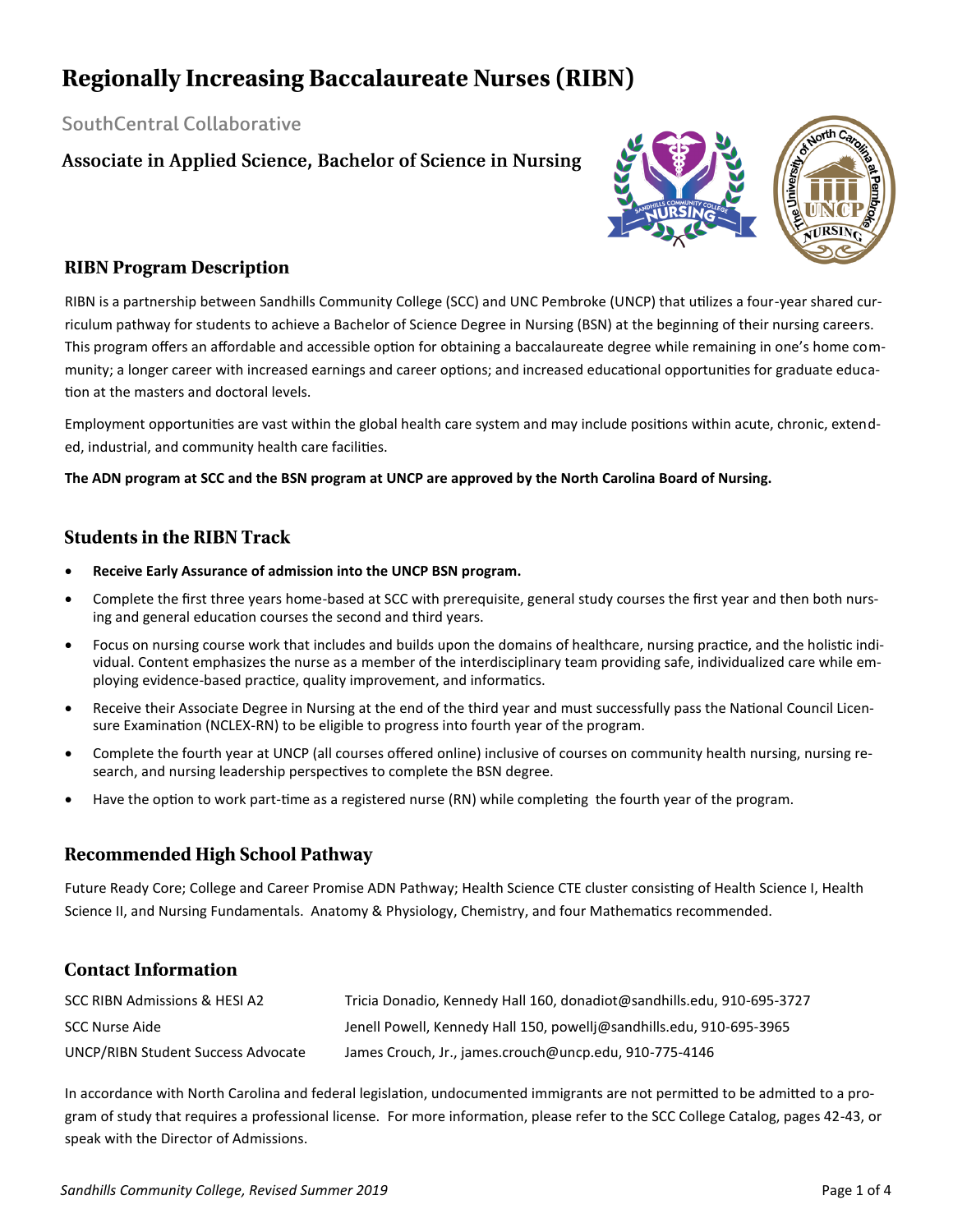# Regionally Increasing Baccalaureate Nurses (RIBN)

SouthCentral Collaborative

### Associate in Applied Science, Bachelor of Science in Nursing

## RIBN Program Description

RIBN is a partnership between Sandhills Community College (SCC) and UNC Pembroke (UNCP) that utilizes a four-year shared curriculum pathway for students to achieve a Bachelor of Science Degree in Nursing (BSN) at the beginning of their nursing careers. This program offers an affordable and accessible option for obtaining a baccalaureate degree while remaining in one's home community; a longer career with increased earnings and career options; and increased educational opportunities for graduate education at the masters and doctoral levels.

Employment opportunities are vast within the global health care system and may include positions within acute, chronic, extended, industrial, and community health care facilities.

**The ADN program at SCC and the BSN program at UNCP are approved by the North Carolina Board of Nursing.**

## Students in the RIBN Track

- **Receive Early Assurance of admission into the UNCP BSN program.**
- Complete the first three years home-based at SCC with prerequisite, general study courses the first year and then both nursing and general education courses the second and third years.
- Focus on nursing course work that includes and builds upon the domains of healthcare, nursing practice, and the holistic individual. Content emphasizes the nurse as a member of the interdisciplinary team providing safe, individualized care while employing evidence-based practice, quality improvement, and informatics.
- Receive their Associate Degree in Nursing at the end of the third year and must successfully pass the National Council Licensure Examination (NCLEX-RN) to be eligible to progress into fourth year of the program.
- Complete the fourth year at UNCP (all courses offered online) inclusive of courses on community health nursing, nursing research, and nursing leadership perspectives to complete the BSN degree.
- Have the option to work part-time as a registered nurse (RN) while completing the fourth year of the program.

## Recommended High School Pathway

Future Ready Core; College and Career Promise ADN Pathway; Health Science CTE cluster consisting of Health Science I, Health Science II, and Nursing Fundamentals. Anatomy & Physiology, Chemistry, and four Mathematics recommended.

## Contact Information

| | |
|---|---|
| SCC RIBN Admissions & HESI A2 | Tricia Donadio, Kennedy Hall 160, donadiot@sandhills.edu, 910-695-3727 |
| SCC Nurse Aide | Jenell Powell, Kennedy Hall 150, powellj@sandhills.edu, 910-695-3965 |
| UNCP/RIBN Student Success Advocate | James Crouch, Jr., james.crouch@uncp.edu, 910-775-4146 |

In accordance with North Carolina and federal legislation, undocumented immigrants are not permitted to be admitted to a program of study that requires a professional license. For more information, please refer to the SCC College Catalog, pages 42-43, or speak with the Director of Admissions.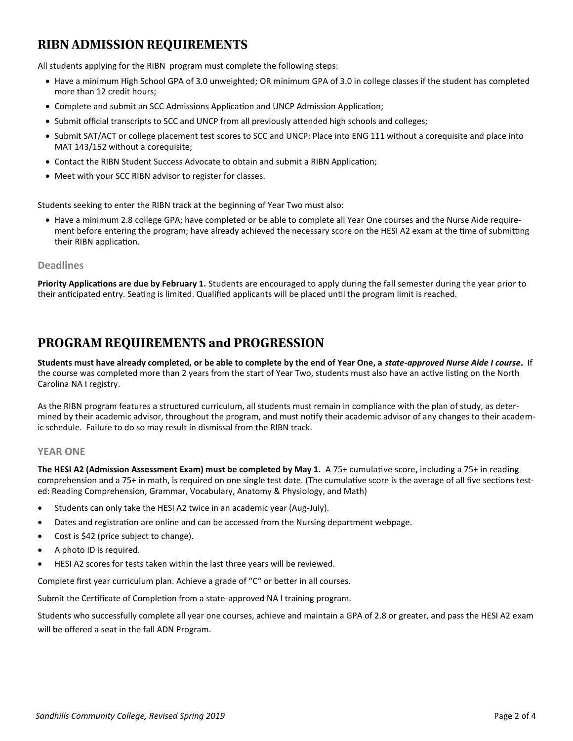## RIBN ADMISSION REQUIREMENTS

All students applying for the RIBN program must complete the following steps:

- Have a minimum High School GPA of 3.0 unweighted; OR minimum GPA of 3.0 in college classes if the student has completed more than 12 credit hours;
- Complete and submit an SCC Admissions Application and UNCP Admission Application;
- Submit official transcripts to SCC and UNCP from all previously attended high schools and colleges;
- Submit SAT/ACT or college placement test scores to SCC and UNCP: Place into ENG 111 without a corequisite and place into MAT 143/152 without a corequisite;
- Contact the RIBN Student Success Advocate to obtain and submit a RIBN Application;
- Meet with your SCC RIBN advisor to register for classes.

Students seeking to enter the RIBN track at the beginning of Year Two must also:

- Have a minimum 2.8 college GPA; have completed or be able to complete all Year One courses and the Nurse Aide requirement before entering the program; have already achieved the necessary score on the HESI A2 exam at the time of submitting their RIBN application.

### Deadlines

**Priority Applications are due by February 1.** Students are encouraged to apply during the fall semester during the year prior to their anticipated entry. Seating is limited. Qualified applicants will be placed until the program limit is reached.

## PROGRAM REQUIREMENTS and PROGRESSION

**Students must have already completed, or be able to complete by the end of Year One, a *state-approved Nurse Aide I course*.** If the course was completed more than 2 years from the start of Year Two, students must also have an active listing on the North Carolina NA I registry.

As the RIBN program features a structured curriculum, all students must remain in compliance with the plan of study, as determined by their academic advisor, throughout the program, and must notify their academic advisor of any changes to their academic schedule. Failure to do so may result in dismissal from the RIBN track.

### YEAR ONE

**The HESI A2 (Admission Assessment Exam) must be completed by May 1.** A 75+ cumulative score, including a 75+ in reading comprehension and a 75+ in math, is required on one single test date. (The cumulative score is the average of all five sections tested: Reading Comprehension, Grammar, Vocabulary, Anatomy & Physiology, and Math)

- Students can only take the HESI A2 twice in an academic year (Aug-July).
- Dates and registration are online and can be accessed from the Nursing department webpage.
- Cost is $42 (price subject to change).
- A photo ID is required.
- HESI A2 scores for tests taken within the last three years will be reviewed.

Complete first year curriculum plan. Achieve a grade of "C" or better in all courses.

Submit the Certificate of Completion from a state-approved NA I training program.

Students who successfully complete all year one courses, achieve and maintain a GPA of 2.8 or greater, and pass the HESI A2 exam will be offered a seat in the fall ADN Program.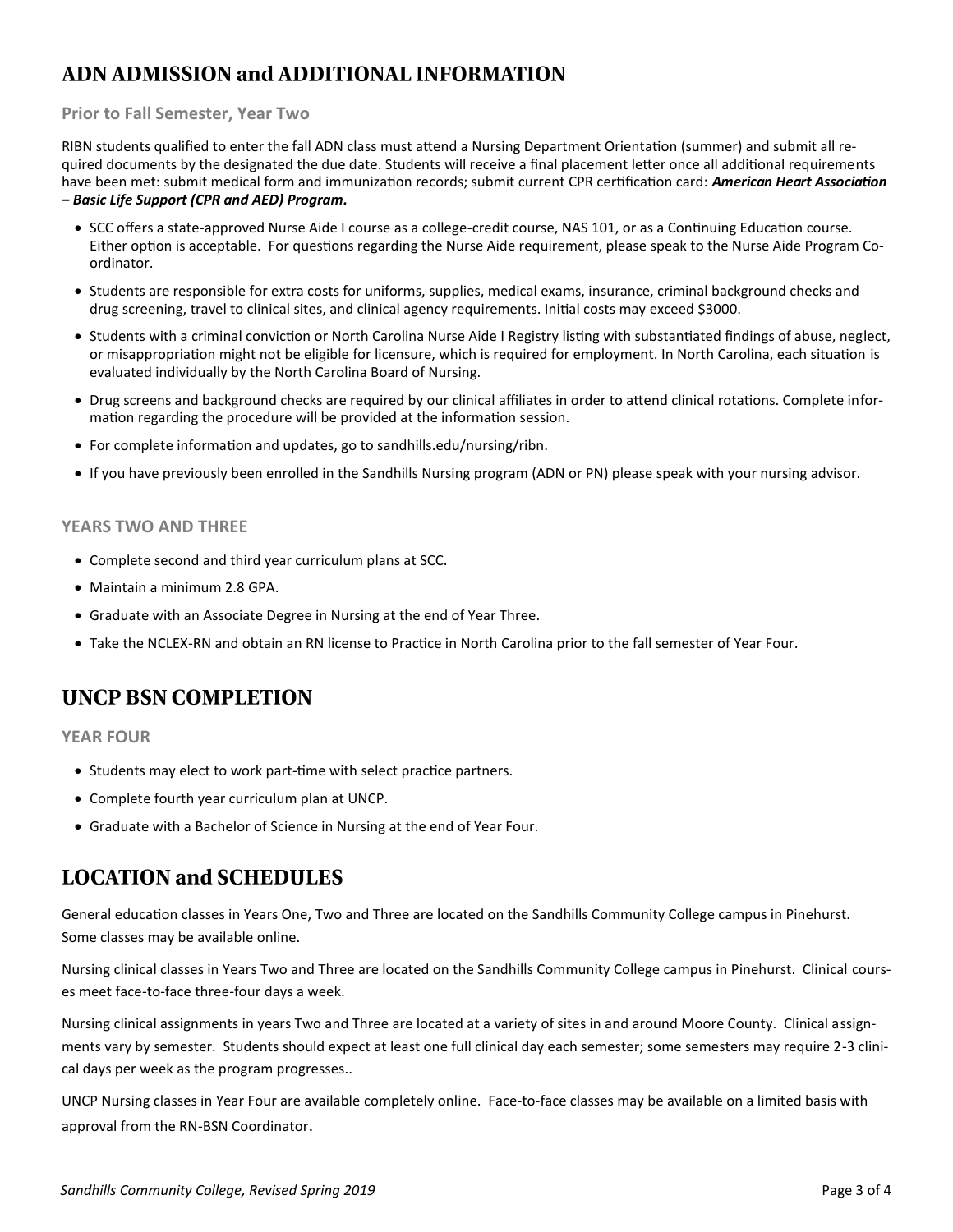# ADN ADMISSION and ADDITIONAL INFORMATION

### Prior to Fall Semester, Year Two

RIBN students qualified to enter the fall ADN class must attend a Nursing Department Orientation (summer) and submit all required documents by the designated the due date. Students will receive a final placement letter once all additional requirements have been met: submit medical form and immunization records; submit current CPR certification card: ***American Heart Association – Basic Life Support (CPR and AED) Program.***

- SCC offers a state-approved Nurse Aide I course as a college-credit course, NAS 101, or as a Continuing Education course. Either option is acceptable. For questions regarding the Nurse Aide requirement, please speak to the Nurse Aide Program Coordinator.
- Students are responsible for extra costs for uniforms, supplies, medical exams, insurance, criminal background checks and drug screening, travel to clinical sites, and clinical agency requirements. Initial costs may exceed $3000.
- Students with a criminal conviction or North Carolina Nurse Aide I Registry listing with substantiated findings of abuse, neglect, or misappropriation might not be eligible for licensure, which is required for employment. In North Carolina, each situation is evaluated individually by the North Carolina Board of Nursing.
- Drug screens and background checks are required by our clinical affiliates in order to attend clinical rotations. Complete information regarding the procedure will be provided at the information session.
- For complete information and updates, go to sandhills.edu/nursing/ribn.
- If you have previously been enrolled in the Sandhills Nursing program (ADN or PN) please speak with your nursing advisor.

### YEARS TWO AND THREE

- Complete second and third year curriculum plans at SCC.
- Maintain a minimum 2.8 GPA.
- Graduate with an Associate Degree in Nursing at the end of Year Three.
- Take the NCLEX-RN and obtain an RN license to Practice in North Carolina prior to the fall semester of Year Four.

# UNCP BSN COMPLETION

### YEAR FOUR

- Students may elect to work part-time with select practice partners.
- Complete fourth year curriculum plan at UNCP.
- Graduate with a Bachelor of Science in Nursing at the end of Year Four.

# LOCATION and SCHEDULES

General education classes in Years One, Two and Three are located on the Sandhills Community College campus in Pinehurst. Some classes may be available online.

Nursing clinical classes in Years Two and Three are located on the Sandhills Community College campus in Pinehurst. Clinical courses meet face-to-face three-four days a week.

Nursing clinical assignments in years Two and Three are located at a variety of sites in and around Moore County. Clinical assignments vary by semester. Students should expect at least one full clinical day each semester; some semesters may require 2-3 clinical days per week as the program progresses..

UNCP Nursing classes in Year Four are available completely online. Face-to-face classes may be available on a limited basis with approval from the RN-BSN Coordinator.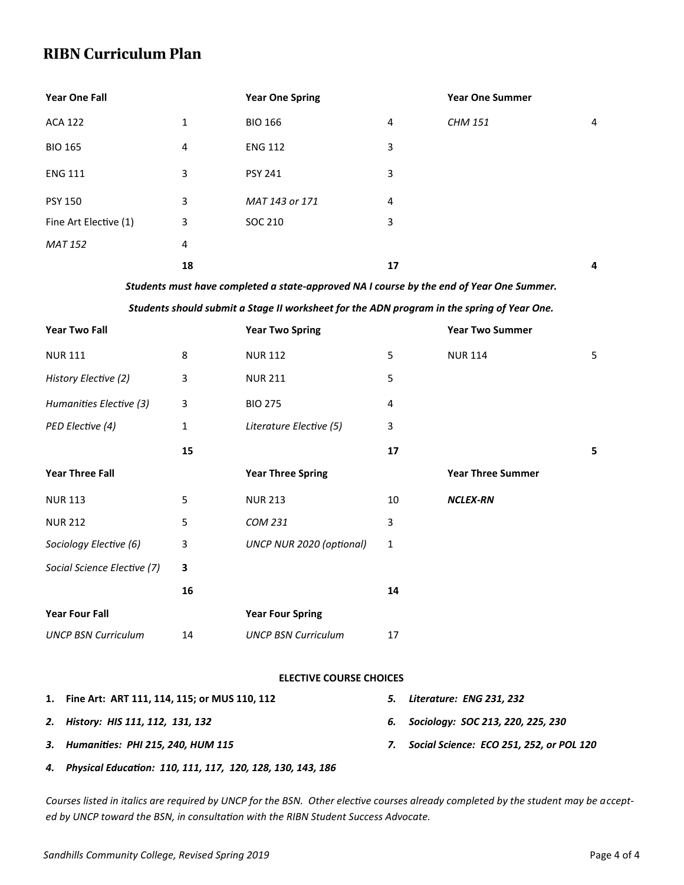# RIBN Curriculum Plan

| **Year One Fall** | | **Year One Spring** | | **Year One Summer** | |
|---|---|---|---|---|---|
| ACA 122 | 1 | BIO 166 | 4 | *CHM 151* | 4 |
| BIO 165 | 4 | ENG 112 | 3 | | |
| ENG 111 | 3 | PSY 241 | 3 | | |
| PSY 150 | 3 | *MAT 143 or 171* | 4 | | |
| Fine Art Elective (1) | 3 | SOC 210 | 3 | | |
| *MAT 152* | 4 | | | | |
| | **18** | | **17** | | **4** |

***Students must have completed a state-approved NA I course by the end of Year One Summer.***

***Students should submit a Stage II worksheet for the ADN program in the spring of Year One.***

| **Year Two Fall** | | **Year Two Spring** | | **Year Two Summer** | |
|---|---|---|---|---|---|
| NUR 111 | 8 | NUR 112 | 5 | NUR 114 | 5 |
| *History Elective (2)* | 3 | NUR 211 | 5 | | |
| *Humanities Elective (3)* | 3 | BIO 275 | 4 | | |
| *PED Elective (4)* | 1 | *Literature Elective (5)* | 3 | | |
| | **15** | | **17** | | **5** |
| **Year Three Fall** | | **Year Three Spring** | | **Year Three Summer** | |
| NUR 113 | 5 | NUR 213 | 10 | ***NCLEX-RN*** | |
| NUR 212 | 5 | *COM 231* | 3 | | |
| *Sociology Elective (6)* | 3 | *UNCP NUR 2020 (optional)* | 1 | | |
| *Social Science Elective (7)* | **3** | | | | |
| | **16** | | **14** | | |
| **Year Four Fall** | | **Year Four Spring** | | | |
| *UNCP BSN Curriculum* | 14 | *UNCP BSN Curriculum* | 17 | | |

**ELECTIVE COURSE CHOICES**

1. **Fine Art: ART 111, 114, 115; or MUS 110, 112**
2. ***History: HIS 111, 112, 131, 132***
3. ***Humanities: PHI 215, 240, HUM 115***
4. ***Physical Education: 110, 111, 117, 120, 128, 130, 143, 186***
5. ***Literature: ENG 231, 232***
6. ***Sociology: SOC 213, 220, 225, 230***
7. ***Social Science: ECO 251, 252, or POL 120***

*Courses listed in italics are required by UNCP for the BSN. Other elective courses already completed by the student may be accepted by UNCP toward the BSN, in consultation with the RIBN Student Success Advocate.*

*Sandhills Community College, Revised Spring 2019*